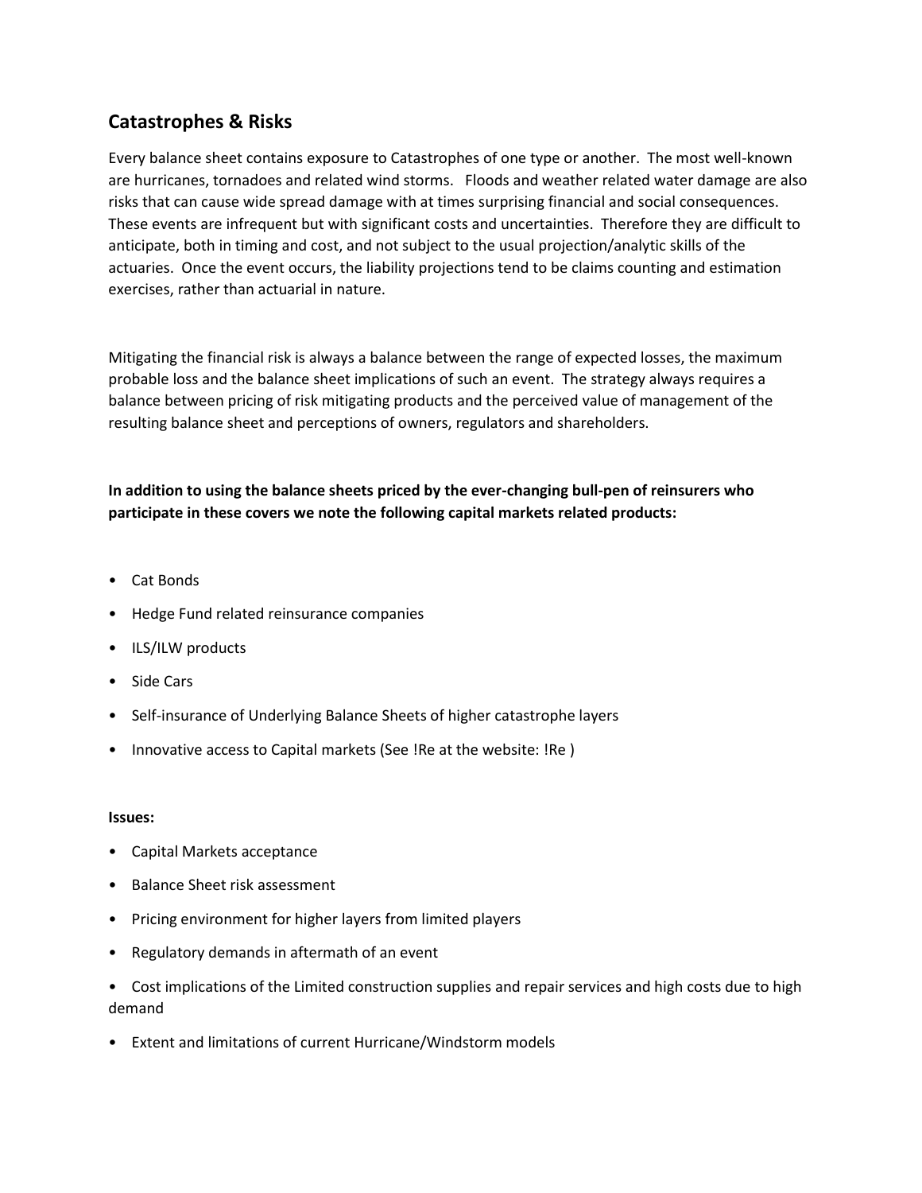## Catastrophes & Risks

Every balance sheet contains exposure to Catastrophes of one type or another. The most well-known are hurricanes, tornadoes and related wind storms. Floods and weather related water damage are also risks that can cause wide spread damage with at times surprising financial and social consequences. These events are infrequent but with significant costs and uncertainties. Therefore they are difficult to anticipate, both in timing and cost, and not subject to the usual projection/analytic skills of the actuaries. Once the event occurs, the liability projections tend to be claims counting and estimation exercises, rather than actuarial in nature.

Mitigating the financial risk is always a balance between the range of expected losses, the maximum probable loss and the balance sheet implications of such an event. The strategy always requires a balance between pricing of risk mitigating products and the perceived value of management of the resulting balance sheet and perceptions of owners, regulators and shareholders.

**In addition to using the balance sheets priced by the ever-changing bull-pen of reinsurers who participate in these covers we note the following capital markets related products:**

- Cat Bonds
- Hedge Fund related reinsurance companies
- ILS/ILW products
- Side Cars
- Self-insurance of Underlying Balance Sheets of higher catastrophe layers
- Innovative access to Capital markets (See !Re at the website: !Re )

**Issues:**

- Capital Markets acceptance
- Balance Sheet risk assessment
- Pricing environment for higher layers from limited players
- Regulatory demands in aftermath of an event
- Cost implications of the Limited construction supplies and repair services and high costs due to high demand
- Extent and limitations of current Hurricane/Windstorm models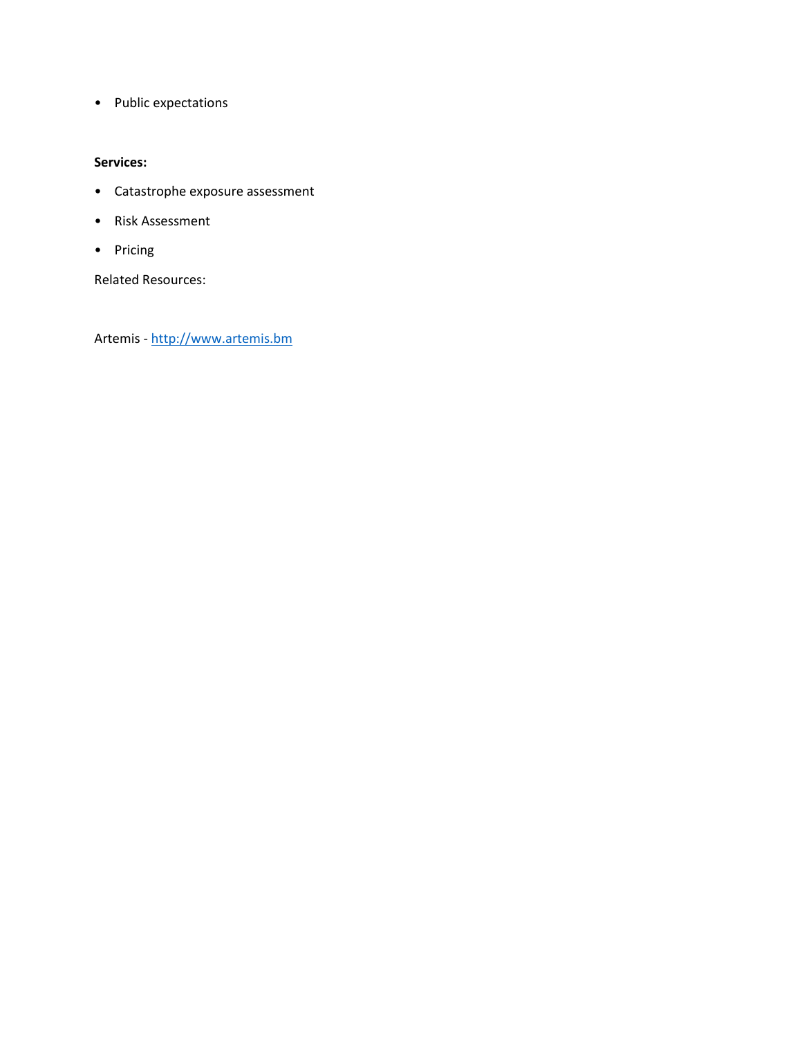- Public expectations

**Services:**

- Catastrophe exposure assessment
- Risk Assessment
- Pricing

Related Resources:

Artemis - http://www.artemis.bm